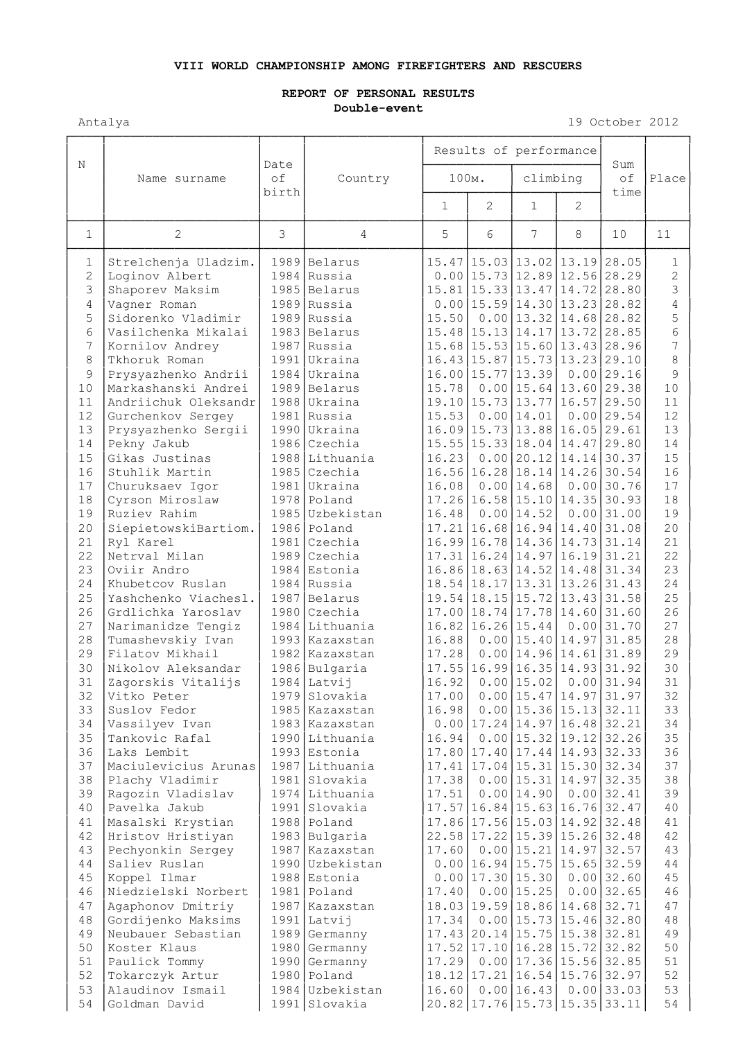**VIII WORLD CHAMPIONSHIP AMONG FIREFIGHTERS AND RESCUERS**

**REPORT OF PERSONAL RESULTS**

**Double-event**

Antalya 19 October 2012

| N | Name surname | Date of birth | Country | Results of performance | | | | Sum of time | Place |
|---|---|---|---|---|---|---|---|---|---|
| | | | | 100м. | | climbing | | | |
| | | | | 1 | 2 | 1 | 2 | | |
| 1 | 2 | 3 | 4 | 5 | 6 | 7 | 8 | 10 | 11 |
| 1 | Strelchenja Uladzim. | 1989 | Belarus | 15.47 | 15.03 | 13.02 | 13.19 | 28.05 | 1 |
| 2 | Loginov Albert | 1984 | Russia | 0.00 | 15.73 | 12.89 | 12.56 | 28.29 | 2 |
| 3 | Shaporev Maksim | 1985 | Belarus | 15.81 | 15.33 | 13.47 | 14.72 | 28.80 | 3 |
| 4 | Vagner Roman | 1989 | Russia | 0.00 | 15.59 | 14.30 | 13.23 | 28.82 | 4 |
| 5 | Sidorenko Vladimir | 1989 | Russia | 15.50 | 0.00 | 13.32 | 14.68 | 28.82 | 5 |
| 6 | Vasilchenka Mikalai | 1983 | Belarus | 15.48 | 15.13 | 14.17 | 13.72 | 28.85 | 6 |
| 7 | Kornilov Andrey | 1987 | Russia | 15.68 | 15.53 | 15.60 | 13.43 | 28.96 | 7 |
| 8 | Tkhoruk Roman | 1991 | Ukraina | 16.43 | 15.87 | 15.73 | 13.23 | 29.10 | 8 |
| 9 | Prysyazhenko Andrii | 1984 | Ukraina | 16.00 | 15.77 | 13.39 | 0.00 | 29.16 | 9 |
| 10 | Markashanski Andrei | 1989 | Belarus | 15.78 | 0.00 | 15.64 | 13.60 | 29.38 | 10 |
| 11 | Andriichuk Oleksandr | 1988 | Ukraina | 19.10 | 15.73 | 13.77 | 16.57 | 29.50 | 11 |
| 12 | Gurchenkov Sergey | 1981 | Russia | 15.53 | 0.00 | 14.01 | 0.00 | 29.54 | 12 |
| 13 | Prysyazhenko Sergii | 1990 | Ukraina | 16.09 | 15.73 | 13.88 | 16.05 | 29.61 | 13 |
| 14 | Pekny Jakub | 1986 | Czechia | 15.55 | 15.33 | 18.04 | 14.47 | 29.80 | 14 |
| 15 | Gikas Justinas | 1988 | Lithuania | 16.23 | 0.00 | 20.12 | 14.14 | 30.37 | 15 |
| 16 | Stuhlik Martin | 1985 | Czechia | 16.56 | 16.28 | 18.14 | 14.26 | 30.54 | 16 |
| 17 | Churuksaev Igor | 1981 | Ukraina | 16.08 | 0.00 | 14.68 | 0.00 | 30.76 | 17 |
| 18 | Cyrson Miroslaw | 1978 | Poland | 17.26 | 16.58 | 15.10 | 14.35 | 30.93 | 18 |
| 19 | Ruziev Rahim | 1985 | Uzbekistan | 16.48 | 0.00 | 14.52 | 0.00 | 31.00 | 19 |
| 20 | SiepietowskiBartiom. | 1986 | Poland | 17.21 | 16.68 | 16.94 | 14.40 | 31.08 | 20 |
| 21 | Ryl Karel | 1981 | Czechia | 16.99 | 16.78 | 14.36 | 14.73 | 31.14 | 21 |
| 22 | Netrval Milan | 1989 | Czechia | 17.31 | 16.24 | 14.97 | 16.19 | 31.21 | 22 |
| 23 | Oviir Andro | 1984 | Estonia | 16.86 | 18.63 | 14.52 | 14.48 | 31.34 | 23 |
| 24 | Khubetcov Ruslan | 1984 | Russia | 18.54 | 18.17 | 13.31 | 13.26 | 31.43 | 24 |
| 25 | Yashchenko Viachesl. | 1987 | Belarus | 19.54 | 18.15 | 15.72 | 13.43 | 31.58 | 25 |
| 26 | Grdlichka Yaroslav | 1980 | Czechia | 17.00 | 18.74 | 17.78 | 14.60 | 31.60 | 26 |
| 27 | Narimanidze Tengiz | 1984 | Lithuania | 16.82 | 16.26 | 15.44 | 0.00 | 31.70 | 27 |
| 28 | Tumashevskiy Ivan | 1993 | Kazaxstan | 16.88 | 0.00 | 15.40 | 14.97 | 31.85 | 28 |
| 29 | Filatov Mikhail | 1982 | Kazaxstan | 17.28 | 0.00 | 14.96 | 14.61 | 31.89 | 29 |
| 30 | Nikolov Aleksandar | 1986 | Bulgaria | 17.55 | 16.99 | 16.35 | 14.93 | 31.92 | 30 |
| 31 | Zagorskis Vitalijs | 1984 | Latvij | 16.92 | 0.00 | 15.02 | 0.00 | 31.94 | 31 |
| 32 | Vitko Peter | 1979 | Slovakia | 17.00 | 0.00 | 15.47 | 14.97 | 31.97 | 32 |
| 33 | Suslov Fedor | 1985 | Kazaxstan | 16.98 | 0.00 | 15.36 | 15.13 | 32.11 | 33 |
| 34 | Vassilyev Ivan | 1983 | Kazaxstan | 0.00 | 17.24 | 14.97 | 16.48 | 32.21 | 34 |
| 35 | Tankovic Rafal | 1990 | Lithuania | 16.94 | 0.00 | 15.32 | 19.12 | 32.26 | 35 |
| 36 | Laks Lembit | 1993 | Estonia | 17.80 | 17.40 | 17.44 | 14.93 | 32.33 | 36 |
| 37 | Maciulevicius Arunas | 1987 | Lithuania | 17.41 | 17.04 | 15.31 | 15.30 | 32.34 | 37 |
| 38 | Plachy Vladimir | 1981 | Slovakia | 17.38 | 0.00 | 15.31 | 14.97 | 32.35 | 38 |
| 39 | Ragozin Vladislav | 1974 | Lithuania | 17.51 | 0.00 | 14.90 | 0.00 | 32.41 | 39 |
| 40 | Pavelka Jakub | 1991 | Slovakia | 17.57 | 16.84 | 15.63 | 16.76 | 32.47 | 40 |
| 41 | Masalski Krystian | 1988 | Poland | 17.86 | 17.56 | 15.03 | 14.92 | 32.48 | 41 |
| 42 | Hristov Hristiyan | 1983 | Bulgaria | 22.58 | 17.22 | 15.39 | 15.26 | 32.48 | 42 |
| 43 | Pechyonkin Sergey | 1987 | Kazaxstan | 17.60 | 0.00 | 15.21 | 14.97 | 32.57 | 43 |
| 44 | Saliev Ruslan | 1990 | Uzbekistan | 0.00 | 16.94 | 15.75 | 15.65 | 32.59 | 44 |
| 45 | Koppel Ilmar | 1988 | Estonia | 0.00 | 17.30 | 15.30 | 0.00 | 32.60 | 45 |
| 46 | Niedzielski Norbert | 1981 | Poland | 17.40 | 0.00 | 15.25 | 0.00 | 32.65 | 46 |
| 47 | Agaphonov Dmitriy | 1987 | Kazaxstan | 18.03 | 19.59 | 18.86 | 14.68 | 32.71 | 47 |
| 48 | Gordijenko Maksims | 1991 | Latvij | 17.34 | 0.00 | 15.73 | 15.46 | 32.80 | 48 |
| 49 | Neubauer Sebastian | 1989 | Germanny | 17.43 | 20.14 | 15.75 | 15.38 | 32.81 | 49 |
| 50 | Koster Klaus | 1980 | Germanny | 17.52 | 17.10 | 16.28 | 15.72 | 32.82 | 50 |
| 51 | Paulick Tommy | 1990 | Germanny | 17.29 | 0.00 | 17.36 | 15.56 | 32.85 | 51 |
| 52 | Tokarczyk Artur | 1980 | Poland | 18.12 | 17.21 | 16.54 | 15.76 | 32.97 | 52 |
| 53 | Alaudinov Ismail | 1984 | Uzbekistan | 16.60 | 0.00 | 16.43 | 0.00 | 33.03 | 53 |
| 54 | Goldman David | 1991 | Slovakia | 20.82 | 17.76 | 15.73 | 15.35 | 33.11 | 54 |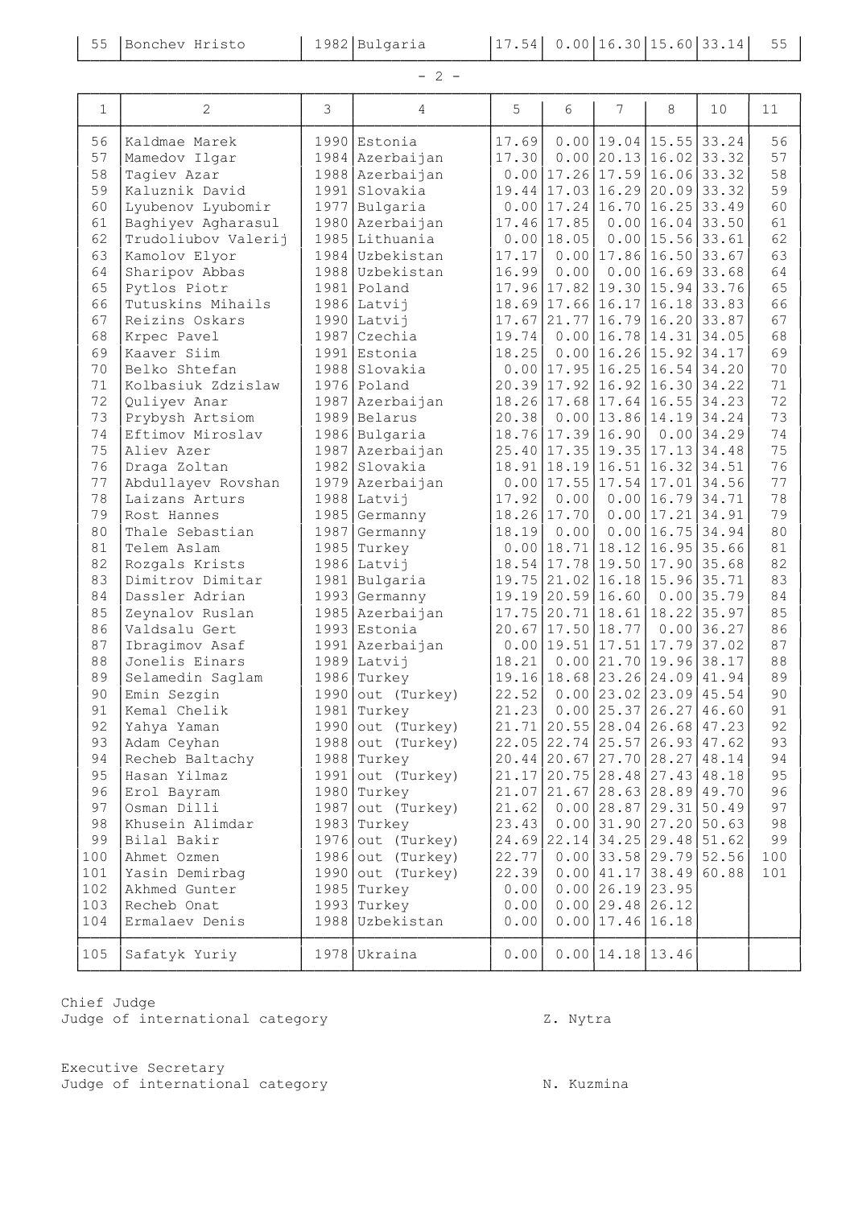| 55 | Bonchev Hristo | 1982 | Bulgaria | 17.54 | 0.00 | 16.30 | 15.60 | 33.14 | 55 |
|---|---|---|---|---|---|---|---|---|---|

| 1 | 2 | 3 | 4 | 5 | 6 | 7 | 8 | 10 | 11 |
|---|---|---|---|---|---|---|---|---|---|
| 56 | Kaldmae Marek | 1990 | Estonia | 17.69 | 0.00 | 19.04 | 15.55 | 33.24 | 56 |
| 57 | Mamedov Ilgar | 1984 | Azerbaijan | 17.30 | 0.00 | 20.13 | 16.02 | 33.32 | 57 |
| 58 | Tagiev Azar | 1988 | Azerbaijan | 0.00 | 17.26 | 17.59 | 16.06 | 33.32 | 58 |
| 59 | Kaluznik David | 1991 | Slovakia | 19.44 | 17.03 | 16.29 | 20.09 | 33.32 | 59 |
| 60 | Lyubenov Lyubomir | 1977 | Bulgaria | 0.00 | 17.24 | 16.70 | 16.25 | 33.49 | 60 |
| 61 | Baghiyev Agharasul | 1980 | Azerbaijan | 17.46 | 17.85 | 0.00 | 16.04 | 33.50 | 61 |
| 62 | Trudoliubov Valerij | 1985 | Lithuania | 0.00 | 18.05 | 0.00 | 15.56 | 33.61 | 62 |
| 63 | Kamolov Elyor | 1984 | Uzbekistan | 17.17 | 0.00 | 17.86 | 16.50 | 33.67 | 63 |
| 64 | Sharipov Abbas | 1988 | Uzbekistan | 16.99 | 0.00 | 0.00 | 16.69 | 33.68 | 64 |
| 65 | Pytlos Piotr | 1981 | Poland | 17.96 | 17.82 | 19.30 | 15.94 | 33.76 | 65 |
| 66 | Tutuskins Mihails | 1986 | Latvij | 18.69 | 17.66 | 16.17 | 16.18 | 33.83 | 66 |
| 67 | Reizins Oskars | 1990 | Latvij | 17.67 | 21.77 | 16.79 | 16.20 | 33.87 | 67 |
| 68 | Krpec Pavel | 1987 | Czechia | 19.74 | 0.00 | 16.78 | 14.31 | 34.05 | 68 |
| 69 | Kaaver Siim | 1991 | Estonia | 18.25 | 0.00 | 16.26 | 15.92 | 34.17 | 69 |
| 70 | Belko Shtefan | 1988 | Slovakia | 0.00 | 17.95 | 16.25 | 16.54 | 34.20 | 70 |
| 71 | Kolbasiuk Zdzislaw | 1976 | Poland | 20.39 | 17.92 | 16.92 | 16.30 | 34.22 | 71 |
| 72 | Quliyev Anar | 1987 | Azerbaijan | 18.26 | 17.68 | 17.64 | 16.55 | 34.23 | 72 |
| 73 | Prybysh Artsiom | 1989 | Belarus | 20.38 | 0.00 | 13.86 | 14.19 | 34.24 | 73 |
| 74 | Eftimov Miroslav | 1986 | Bulgaria | 18.76 | 17.39 | 16.90 | 0.00 | 34.29 | 74 |
| 75 | Aliev Azer | 1987 | Azerbaijan | 25.40 | 17.35 | 19.35 | 17.13 | 34.48 | 75 |
| 76 | Draga Zoltan | 1982 | Slovakia | 18.91 | 18.19 | 16.51 | 16.32 | 34.51 | 76 |
| 77 | Abdullayev Rovshan | 1979 | Azerbaijan | 0.00 | 17.55 | 17.54 | 17.01 | 34.56 | 77 |
| 78 | Laizans Arturs | 1988 | Latvij | 17.92 | 0.00 | 0.00 | 16.79 | 34.71 | 78 |
| 79 | Rost Hannes | 1985 | Germanny | 18.26 | 17.70 | 0.00 | 17.21 | 34.91 | 79 |
| 80 | Thale Sebastian | 1987 | Germanny | 18.19 | 0.00 | 0.00 | 16.75 | 34.94 | 80 |
| 81 | Telem Aslam | 1985 | Turkey | 0.00 | 18.71 | 18.12 | 16.95 | 35.66 | 81 |
| 82 | Rozgals Krists | 1986 | Latvij | 18.54 | 17.78 | 19.50 | 17.90 | 35.68 | 82 |
| 83 | Dimitrov Dimitar | 1981 | Bulgaria | 19.75 | 21.02 | 16.18 | 15.96 | 35.71 | 83 |
| 84 | Dassler Adrian | 1993 | Germanny | 19.19 | 20.59 | 16.60 | 0.00 | 35.79 | 84 |
| 85 | Zeynalov Ruslan | 1985 | Azerbaijan | 17.75 | 20.71 | 18.61 | 18.22 | 35.97 | 85 |
| 86 | Valdsalu Gert | 1993 | Estonia | 20.67 | 17.50 | 18.77 | 0.00 | 36.27 | 86 |
| 87 | Ibragimov Asaf | 1991 | Azerbaijan | 0.00 | 19.51 | 17.51 | 17.79 | 37.02 | 87 |
| 88 | Jonelis Einars | 1989 | Latvij | 18.21 | 0.00 | 21.70 | 19.96 | 38.17 | 88 |
| 89 | Selamedin Saglam | 1986 | Turkey | 19.16 | 18.68 | 23.26 | 24.09 | 41.94 | 89 |
| 90 | Emin Sezgin | 1990 | out (Turkey) | 22.52 | 0.00 | 23.02 | 23.09 | 45.54 | 90 |
| 91 | Kemal Chelik | 1981 | Turkey | 21.23 | 0.00 | 25.37 | 26.27 | 46.60 | 91 |
| 92 | Yahya Yaman | 1990 | out (Turkey) | 21.71 | 20.55 | 28.04 | 26.68 | 47.23 | 92 |
| 93 | Adam Ceyhan | 1988 | out (Turkey) | 22.05 | 22.74 | 25.57 | 26.93 | 47.62 | 93 |
| 94 | Recheb Baltachy | 1988 | Turkey | 20.44 | 20.67 | 27.70 | 28.27 | 48.14 | 94 |
| 95 | Hasan Yilmaz | 1991 | out (Turkey) | 21.17 | 20.75 | 28.48 | 27.43 | 48.18 | 95 |
| 96 | Erol Bayram | 1980 | Turkey | 21.07 | 21.67 | 28.63 | 28.89 | 49.70 | 96 |
| 97 | Osman Dilli | 1987 | out (Turkey) | 21.62 | 0.00 | 28.87 | 29.31 | 50.49 | 97 |
| 98 | Khusein Alimdar | 1983 | Turkey | 23.43 | 0.00 | 31.90 | 27.20 | 50.63 | 98 |
| 99 | Bilal Bakir | 1976 | out (Turkey) | 24.69 | 22.14 | 34.25 | 29.48 | 51.62 | 99 |
| 100 | Ahmet Ozmen | 1986 | out (Turkey) | 22.77 | 0.00 | 33.58 | 29.79 | 52.56 | 100 |
| 101 | Yasin Demirbag | 1990 | out (Turkey) | 22.39 | 0.00 | 41.17 | 38.49 | 60.88 | 101 |
| 102 | Akhmed Gunter | 1985 | Turkey | 0.00 | 0.00 | 26.19 | 23.95 | | |
| 103 | Recheb Onat | 1993 | Turkey | 0.00 | 0.00 | 29.48 | 26.12 | | |
| 104 | Ermalaev Denis | 1988 | Uzbekistan | 0.00 | 0.00 | 17.46 | 16.18 | | |
| 105 | Safatyk Yuriy | 1978 | Ukraina | 0.00 | 0.00 | 14.18 | 13.46 | | |

Chief Judge
Judge of international category Z. Nytra

Executive Secretary
Judge of international category N. Kuzmina